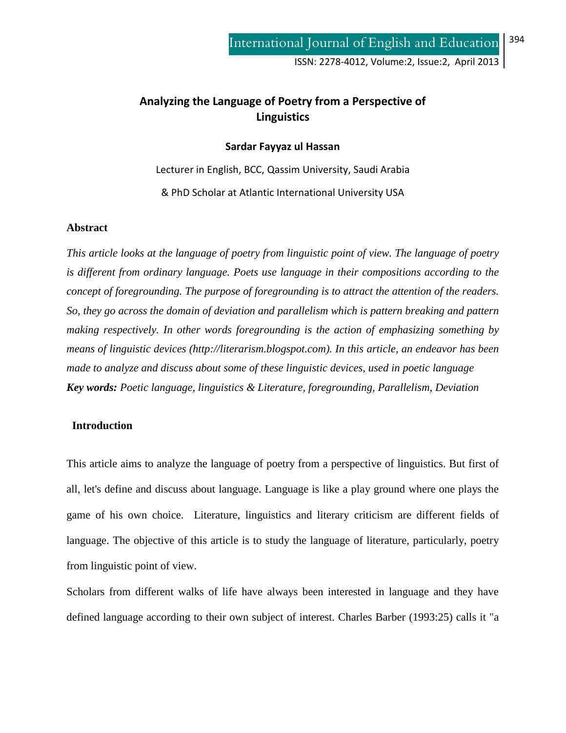# Analyzing the Language of Poetry from a Perspective of Linguistics

**Sardar Fayyaz ul Hassan**

Lecturer in English, BCC, Qassim University, Saudi Arabia

& PhD Scholar at Atlantic International University USA

## Abstract

*This article looks at the language of poetry from linguistic point of view. The language of poetry is different from ordinary language. Poets use language in their compositions according to the concept of foregrounding. The purpose of foregrounding is to attract the attention of the readers. So, they go across the domain of deviation and parallelism which is pattern breaking and pattern making respectively. In other words foregrounding is the action of emphasizing something by means of linguistic devices (http://literarism.blogspot.com). In this article, an endeavor has been made to analyze and discuss about some of these linguistic devices, used in poetic language*

***Key words:*** *Poetic language, linguistics & Literature, foregrounding, Parallelism, Deviation*

## Introduction

This article aims to analyze the language of poetry from a perspective of linguistics. But first of all, let's define and discuss about language. Language is like a play ground where one plays the game of his own choice. Literature, linguistics and literary criticism are different fields of language. The objective of this article is to study the language of literature, particularly, poetry from linguistic point of view.

Scholars from different walks of life have always been interested in language and they have defined language according to their own subject of interest. Charles Barber (1993:25) calls it "a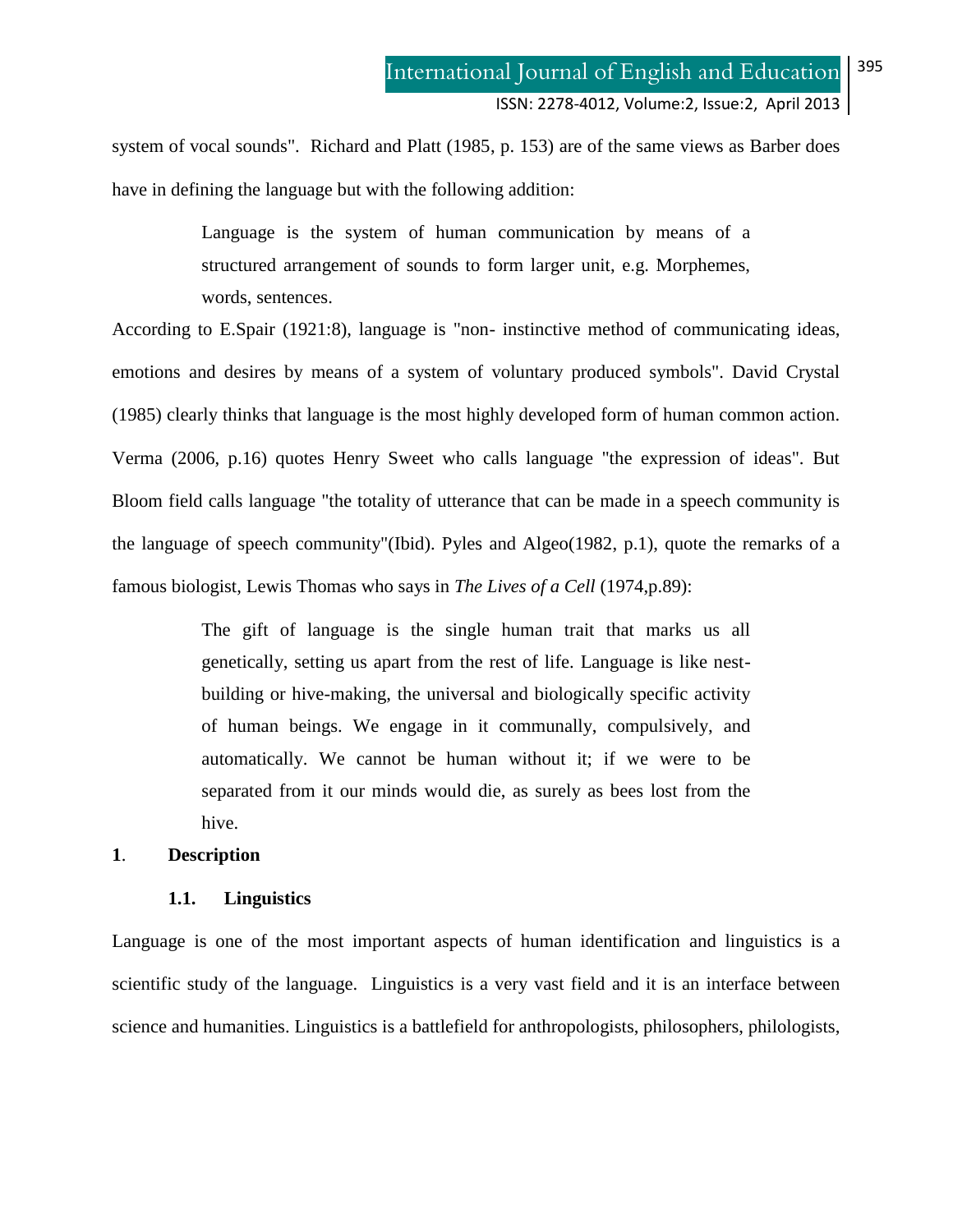system of vocal sounds". Richard and Platt (1985, p. 153) are of the same views as Barber does have in defining the language but with the following addition:

> Language is the system of human communication by means of a structured arrangement of sounds to form larger unit, e.g. Morphemes, words, sentences.

According to E.Spair (1921:8), language is "non- instinctive method of communicating ideas, emotions and desires by means of a system of voluntary produced symbols". David Crystal (1985) clearly thinks that language is the most highly developed form of human common action. Verma (2006, p.16) quotes Henry Sweet who calls language "the expression of ideas". But Bloom field calls language "the totality of utterance that can be made in a speech community is the language of speech community"(Ibid). Pyles and Algeo(1982, p.1), quote the remarks of a famous biologist, Lewis Thomas who says in *The Lives of a Cell* (1974,p.89):

> The gift of language is the single human trait that marks us all genetically, setting us apart from the rest of life. Language is like nest-building or hive-making, the universal and biologically specific activity of human beings. We engage in it communally, compulsively, and automatically. We cannot be human without it; if we were to be separated from it our minds would die, as surely as bees lost from the hive.

## 1. Description

### 1.1. Linguistics

Language is one of the most important aspects of human identification and linguistics is a scientific study of the language. Linguistics is a very vast field and it is an interface between science and humanities. Linguistics is a battlefield for anthropologists, philosophers, philologists,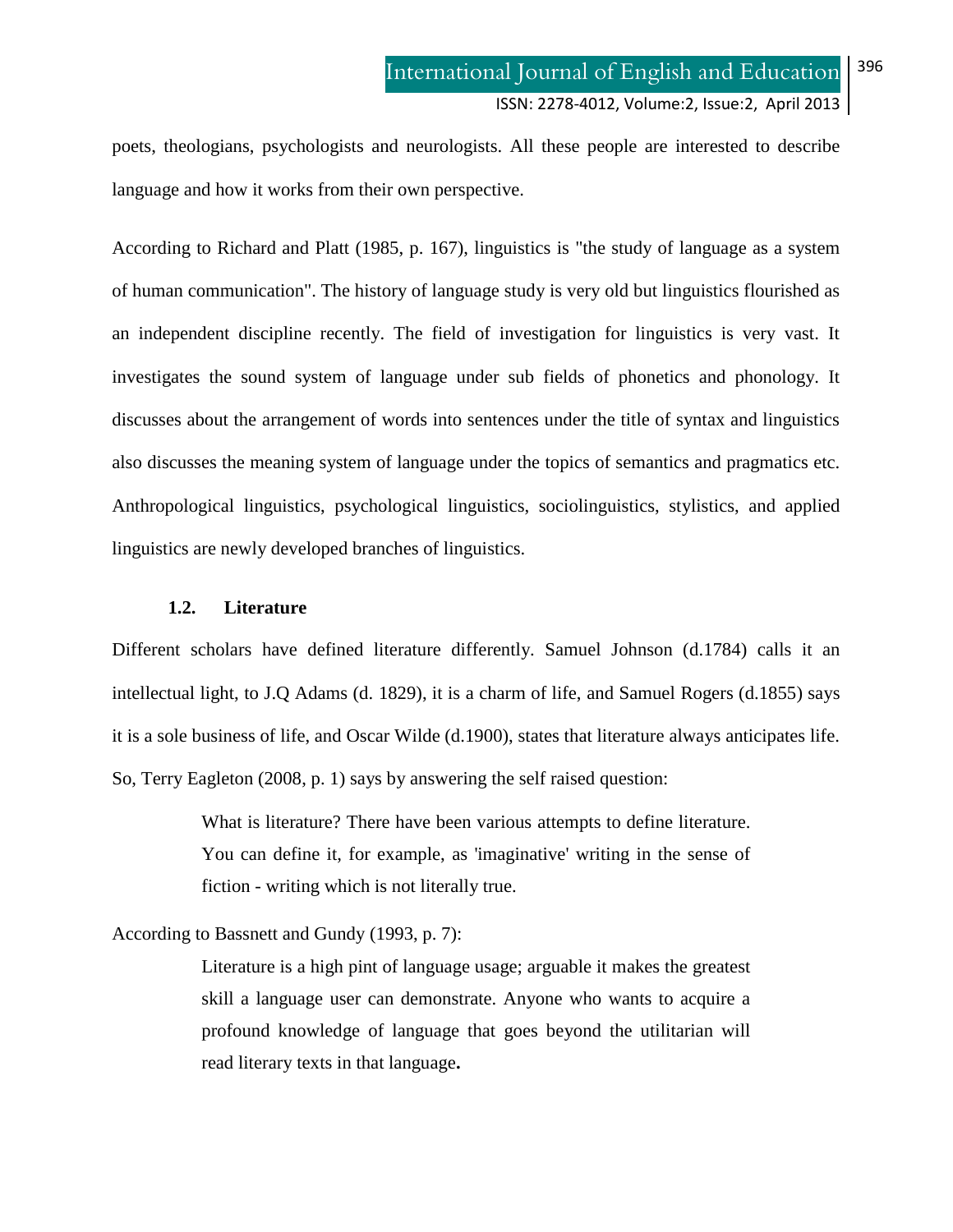poets, theologians, psychologists and neurologists. All these people are interested to describe language and how it works from their own perspective.

According to Richard and Platt (1985, p. 167), linguistics is "the study of language as a system of human communication". The history of language study is very old but linguistics flourished as an independent discipline recently. The field of investigation for linguistics is very vast. It investigates the sound system of language under sub fields of phonetics and phonology. It discusses about the arrangement of words into sentences under the title of syntax and linguistics also discusses the meaning system of language under the topics of semantics and pragmatics etc. Anthropological linguistics, psychological linguistics, sociolinguistics, stylistics, and applied linguistics are newly developed branches of linguistics.

### 1.2. Literature

Different scholars have defined literature differently. Samuel Johnson (d.1784) calls it an intellectual light, to J.Q Adams (d. 1829), it is a charm of life, and Samuel Rogers (d.1855) says it is a sole business of life, and Oscar Wilde (d.1900), states that literature always anticipates life. So, Terry Eagleton (2008, p. 1) says by answering the self raised question:

> What is literature? There have been various attempts to define literature. You can define it, for example, as 'imaginative' writing in the sense of fiction - writing which is not literally true.

According to Bassnett and Gundy (1993, p. 7):

> Literature is a high pint of language usage; arguable it makes the greatest skill a language user can demonstrate. Anyone who wants to acquire a profound knowledge of language that goes beyond the utilitarian will read literary texts in that language**.**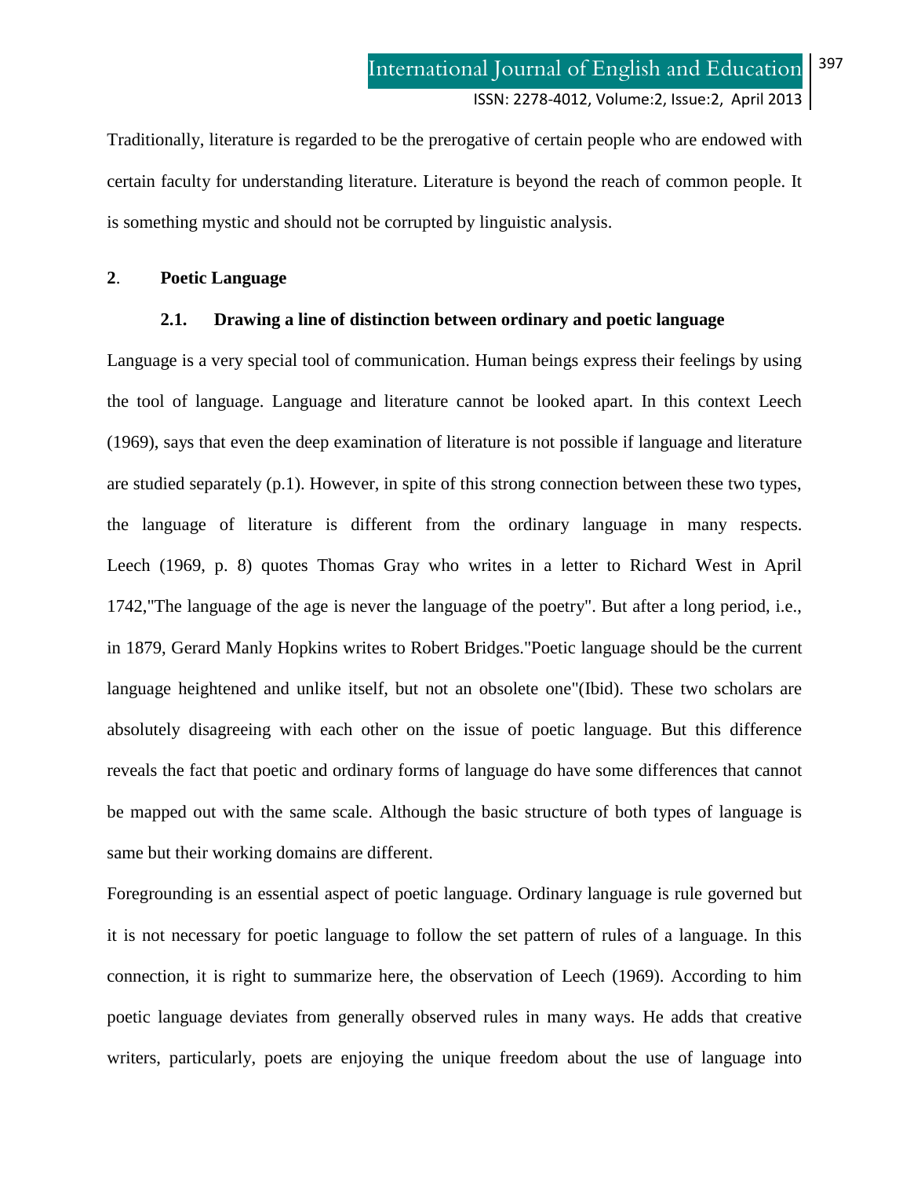Traditionally, literature is regarded to be the prerogative of certain people who are endowed with certain faculty for understanding literature. Literature is beyond the reach of common people. It is something mystic and should not be corrupted by linguistic analysis.

## 2. Poetic Language

### 2.1. Drawing a line of distinction between ordinary and poetic language

Language is a very special tool of communication. Human beings express their feelings by using the tool of language. Language and literature cannot be looked apart. In this context Leech (1969), says that even the deep examination of literature is not possible if language and literature are studied separately (p.1). However, in spite of this strong connection between these two types, the language of literature is different from the ordinary language in many respects. Leech (1969, p. 8) quotes Thomas Gray who writes in a letter to Richard West in April 1742,"The language of the age is never the language of the poetry". But after a long period, i.e., in 1879, Gerard Manly Hopkins writes to Robert Bridges."Poetic language should be the current language heightened and unlike itself, but not an obsolete one"(Ibid). These two scholars are absolutely disagreeing with each other on the issue of poetic language. But this difference reveals the fact that poetic and ordinary forms of language do have some differences that cannot be mapped out with the same scale. Although the basic structure of both types of language is same but their working domains are different.

Foregrounding is an essential aspect of poetic language. Ordinary language is rule governed but it is not necessary for poetic language to follow the set pattern of rules of a language. In this connection, it is right to summarize here, the observation of Leech (1969). According to him poetic language deviates from generally observed rules in many ways. He adds that creative writers, particularly, poets are enjoying the unique freedom about the use of language into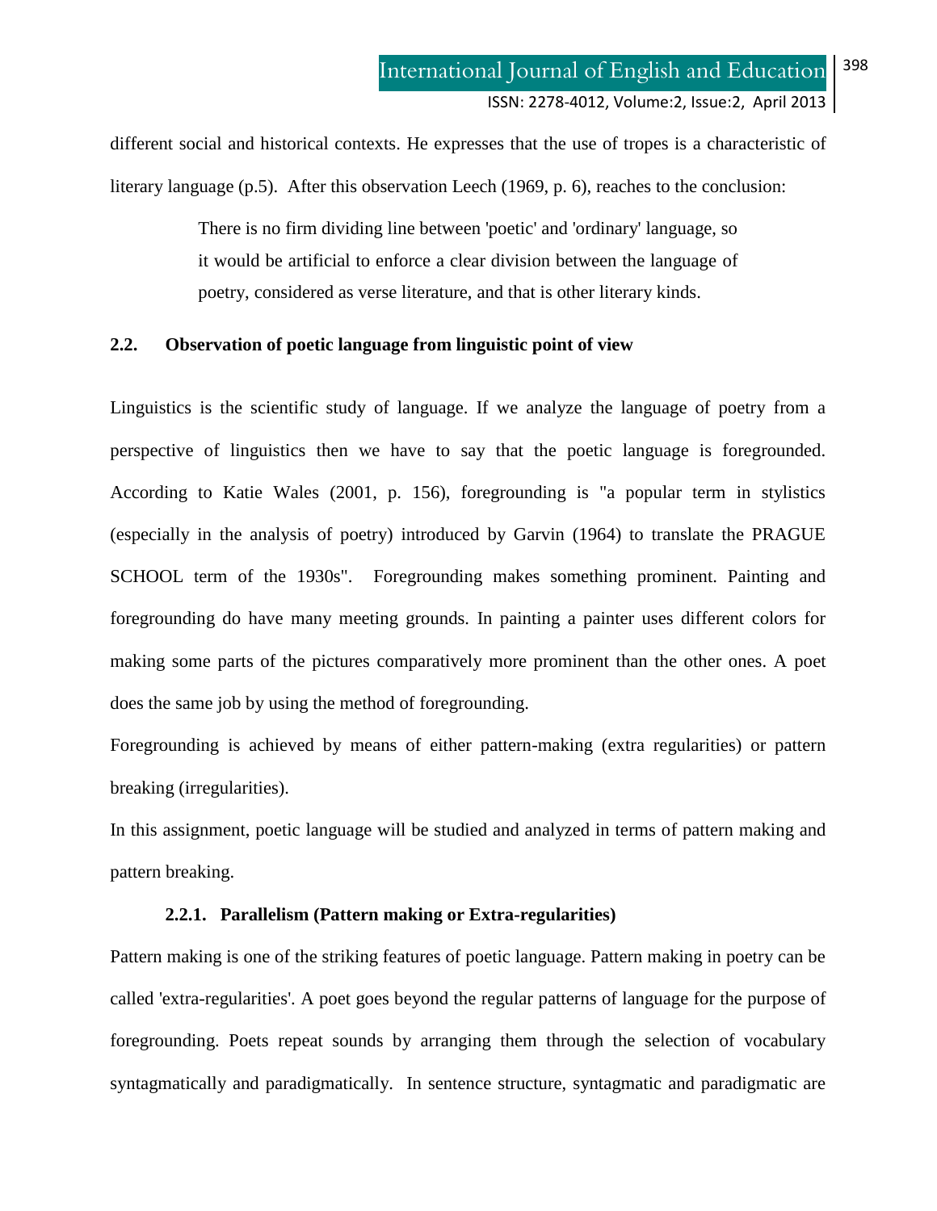different social and historical contexts. He expresses that the use of tropes is a characteristic of literary language (p.5). After this observation Leech (1969, p. 6), reaches to the conclusion:

> There is no firm dividing line between 'poetic' and 'ordinary' language, so it would be artificial to enforce a clear division between the language of poetry, considered as verse literature, and that is other literary kinds.

## 2.2. Observation of poetic language from linguistic point of view

Linguistics is the scientific study of language. If we analyze the language of poetry from a perspective of linguistics then we have to say that the poetic language is foregrounded. According to Katie Wales (2001, p. 156), foregrounding is "a popular term in stylistics (especially in the analysis of poetry) introduced by Garvin (1964) to translate the PRAGUE SCHOOL term of the 1930s". Foregrounding makes something prominent. Painting and foregrounding do have many meeting grounds. In painting a painter uses different colors for making some parts of the pictures comparatively more prominent than the other ones. A poet does the same job by using the method of foregrounding.

Foregrounding is achieved by means of either pattern-making (extra regularities) or pattern breaking (irregularities).

In this assignment, poetic language will be studied and analyzed in terms of pattern making and pattern breaking.

### 2.2.1. Parallelism (Pattern making or Extra-regularities)

Pattern making is one of the striking features of poetic language. Pattern making in poetry can be called 'extra-regularities'. A poet goes beyond the regular patterns of language for the purpose of foregrounding. Poets repeat sounds by arranging them through the selection of vocabulary syntagmatically and paradigmatically. In sentence structure, syntagmatic and paradigmatic are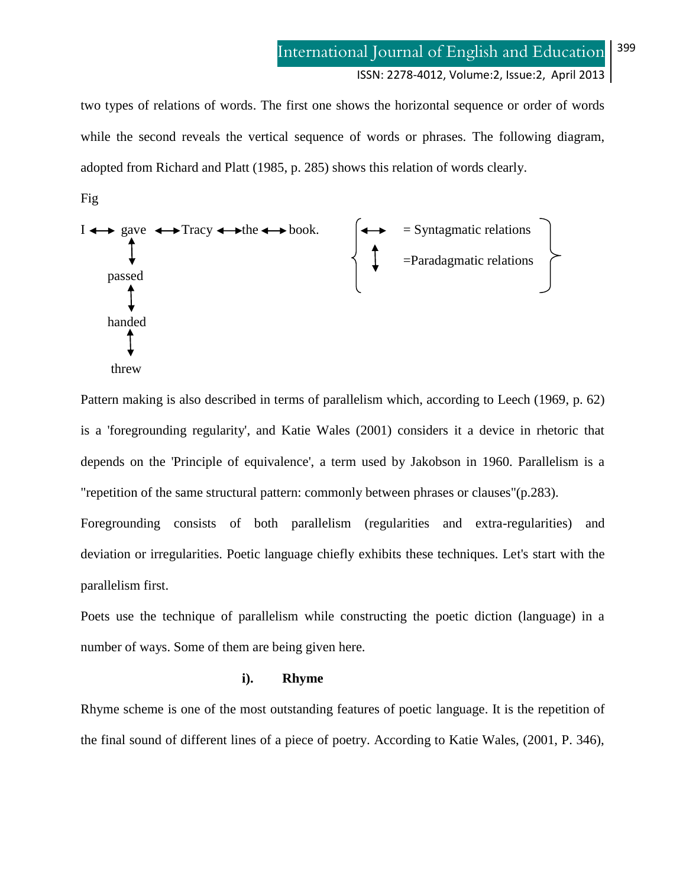two types of relations of words. The first one shows the horizontal sequence or order of words while the second reveals the vertical sequence of words or phrases. The following diagram, adopted from Richard and Platt (1985, p. 285) shows this relation of words clearly.

Fig

```
I ←→ gave ←→ Tracy ←→ the ←→ book.        ←→  = Syntagmatic relations
       ↕                                   ↕   =Paradagmatic relations
     passed
       ↕
     handed
       ↕
     threw
```

Pattern making is also described in terms of parallelism which, according to Leech (1969, p. 62) is a 'foregrounding regularity', and Katie Wales (2001) considers it a device in rhetoric that depends on the 'Principle of equivalence', a term used by Jakobson in 1960. Parallelism is a "repetition of the same structural pattern: commonly between phrases or clauses"(p.283).

Foregrounding consists of both parallelism (regularities and extra-regularities) and deviation or irregularities. Poetic language chiefly exhibits these techniques. Let's start with the parallelism first.

Poets use the technique of parallelism while constructing the poetic diction (language) in a number of ways. Some of them are being given here.

### i). Rhyme

Rhyme scheme is one of the most outstanding features of poetic language. It is the repetition of the final sound of different lines of a piece of poetry. According to Katie Wales, (2001, P. 346),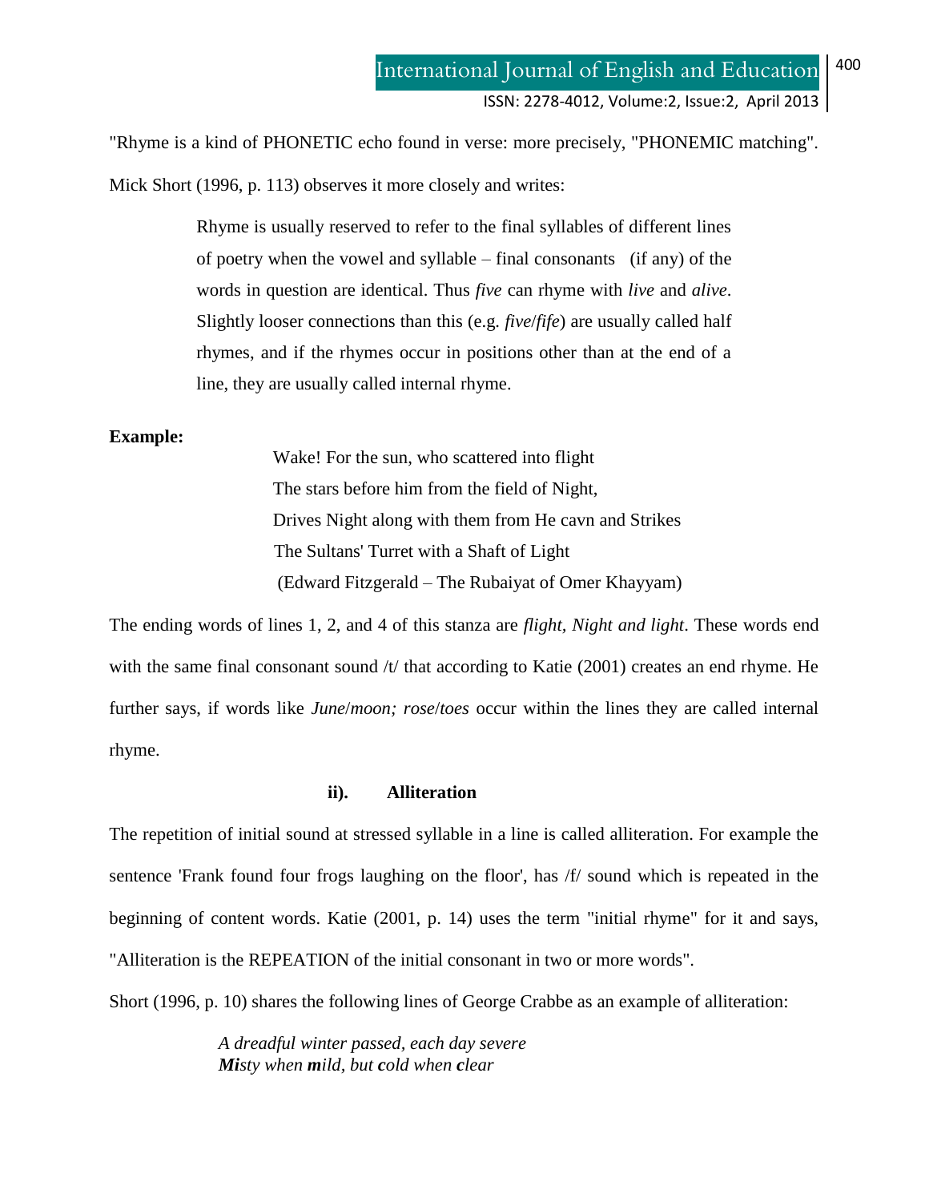"Rhyme is a kind of PHONETIC echo found in verse: more precisely, "PHONEMIC matching".

Mick Short (1996, p. 113) observes it more closely and writes:

> Rhyme is usually reserved to refer to the final syllables of different lines of poetry when the vowel and syllable – final consonants (if any) of the words in question are identical. Thus *five* can rhyme with *live* and *alive*. Slightly looser connections than this (e.g. *five*/*fife*) are usually called half rhymes, and if the rhymes occur in positions other than at the end of a line, they are usually called internal rhyme.

**Example:**

> Wake! For the sun, who scattered into flight
> The stars before him from the field of Night,
> Drives Night along with them from He cavn and Strikes
> The Sultans' Turret with a Shaft of Light
> (Edward Fitzgerald – The Rubaiyat of Omer Khayyam)

The ending words of lines 1, 2, and 4 of this stanza are *flight, Night and light*. These words end with the same final consonant sound /t/ that according to Katie (2001) creates an end rhyme. He further says, if words like *June*/*moon; rose*/*toes* occur within the lines they are called internal rhyme.

### ii). Alliteration

The repetition of initial sound at stressed syllable in a line is called alliteration. For example the sentence 'Frank found four frogs laughing on the floor', has /f/ sound which is repeated in the beginning of content words. Katie (2001, p. 14) uses the term "initial rhyme" for it and says, "Alliteration is the REPEATION of the initial consonant in two or more words".

Short (1996, p. 10) shares the following lines of George Crabbe as an example of alliteration:

> *A dreadful winter passed, each day severe*
> ***Mi**sty when **m**ild, but **c**old when **c**lear*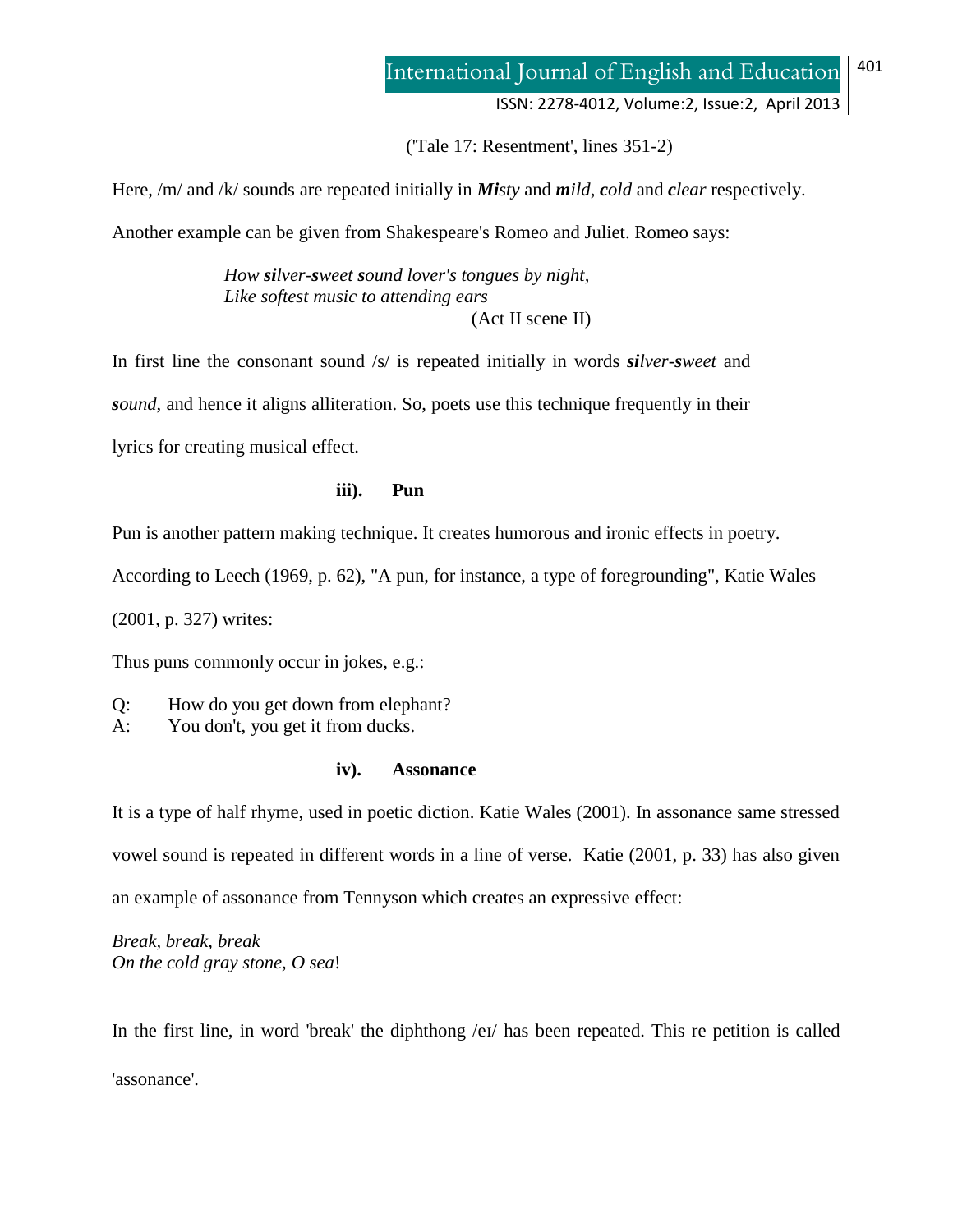('Tale 17: Resentment', lines 351-2)

Here, /m/ and /k/ sounds are repeated initially in ***Mi**sty* and ***m**ild*, ***c**old* and ***c**lear* respectively.

Another example can be given from Shakespeare's Romeo and Juliet. Romeo says:

> *How **si**lver-**s**weet **s**ound lover's tongues by night,*
> *Like softest music to attending ears*
> (Act II scene II)

In first line the consonant sound /s/ is repeated initially in words ***si**lver-**s**weet* and ***s**ound*, and hence it aligns alliteration. So, poets use this technique frequently in their lyrics for creating musical effect.

**iii). Pun**

Pun is another pattern making technique. It creates humorous and ironic effects in poetry. According to Leech (1969, p. 62), "A pun, for instance, a type of foregrounding", Katie Wales (2001, p. 327) writes:

Thus puns commonly occur in jokes, e.g.:

Q: How do you get down from elephant?
A: You don't, you get it from ducks.

**iv). Assonance**

It is a type of half rhyme, used in poetic diction. Katie Wales (2001). In assonance same stressed vowel sound is repeated in different words in a line of verse. Katie (2001, p. 33) has also given an example of assonance from Tennyson which creates an expressive effect:

*Break, break, break*
*On the cold gray stone, O sea*!

In the first line, in word 'break' the diphthong /eɪ/ has been repeated. This re petition is called 'assonance'.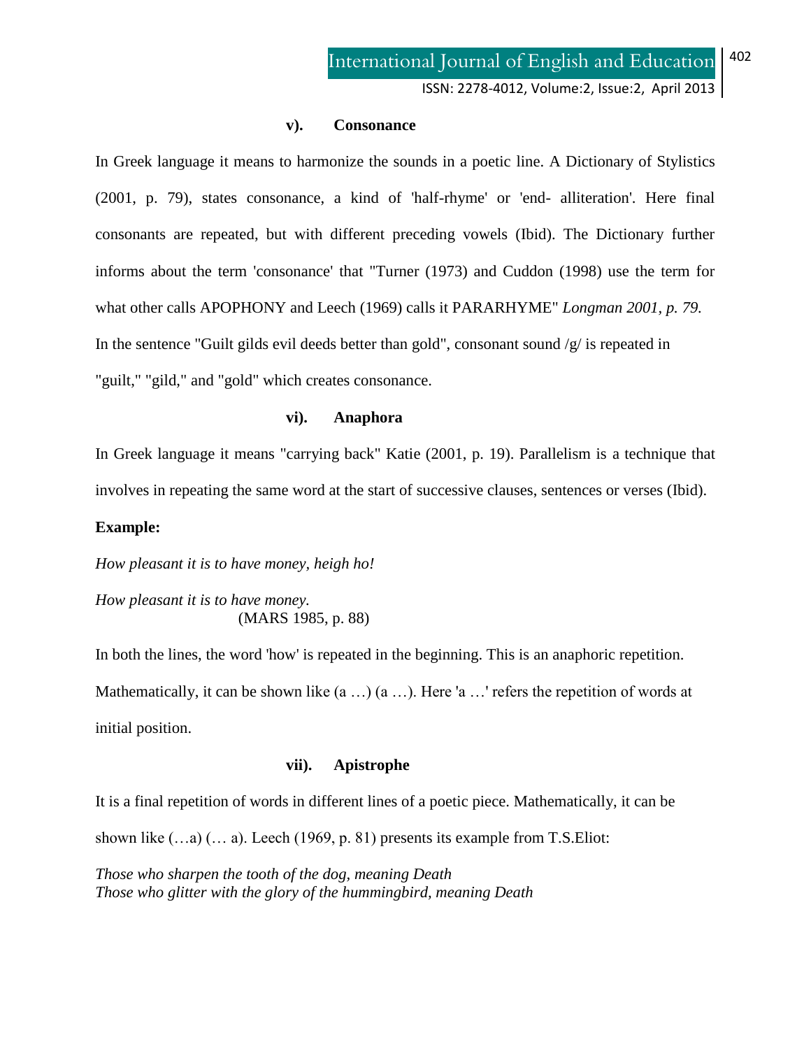### v). Consonance

In Greek language it means to harmonize the sounds in a poetic line. A Dictionary of Stylistics (2001, p. 79), states consonance, a kind of 'half-rhyme' or 'end- alliteration'. Here final consonants are repeated, but with different preceding vowels (Ibid). The Dictionary further informs about the term 'consonance' that "Turner (1973) and Cuddon (1998) use the term for what other calls APOPHONY and Leech (1969) calls it PARARHYME" *Longman 2001, p. 79.* In the sentence "Guilt gilds evil deeds better than gold", consonant sound /g/ is repeated in "guilt," "gild," and "gold" which creates consonance.

### vi). Anaphora

In Greek language it means "carrying back" Katie (2001, p. 19). Parallelism is a technique that involves in repeating the same word at the start of successive clauses, sentences or verses (Ibid).

**Example:**

*How pleasant it is to have money, heigh ho!*

*How pleasant it is to have money.*
(MARS 1985, p. 88)

In both the lines, the word 'how' is repeated in the beginning. This is an anaphoric repetition. Mathematically, it can be shown like (a …) (a …). Here 'a …' refers the repetition of words at initial position.

### vii). Apistrophe

It is a final repetition of words in different lines of a poetic piece. Mathematically, it can be shown like (…a) (… a). Leech (1969, p. 81) presents its example from T.S.Eliot:

*Those who sharpen the tooth of the dog, meaning Death*
*Those who glitter with the glory of the hummingbird, meaning Death*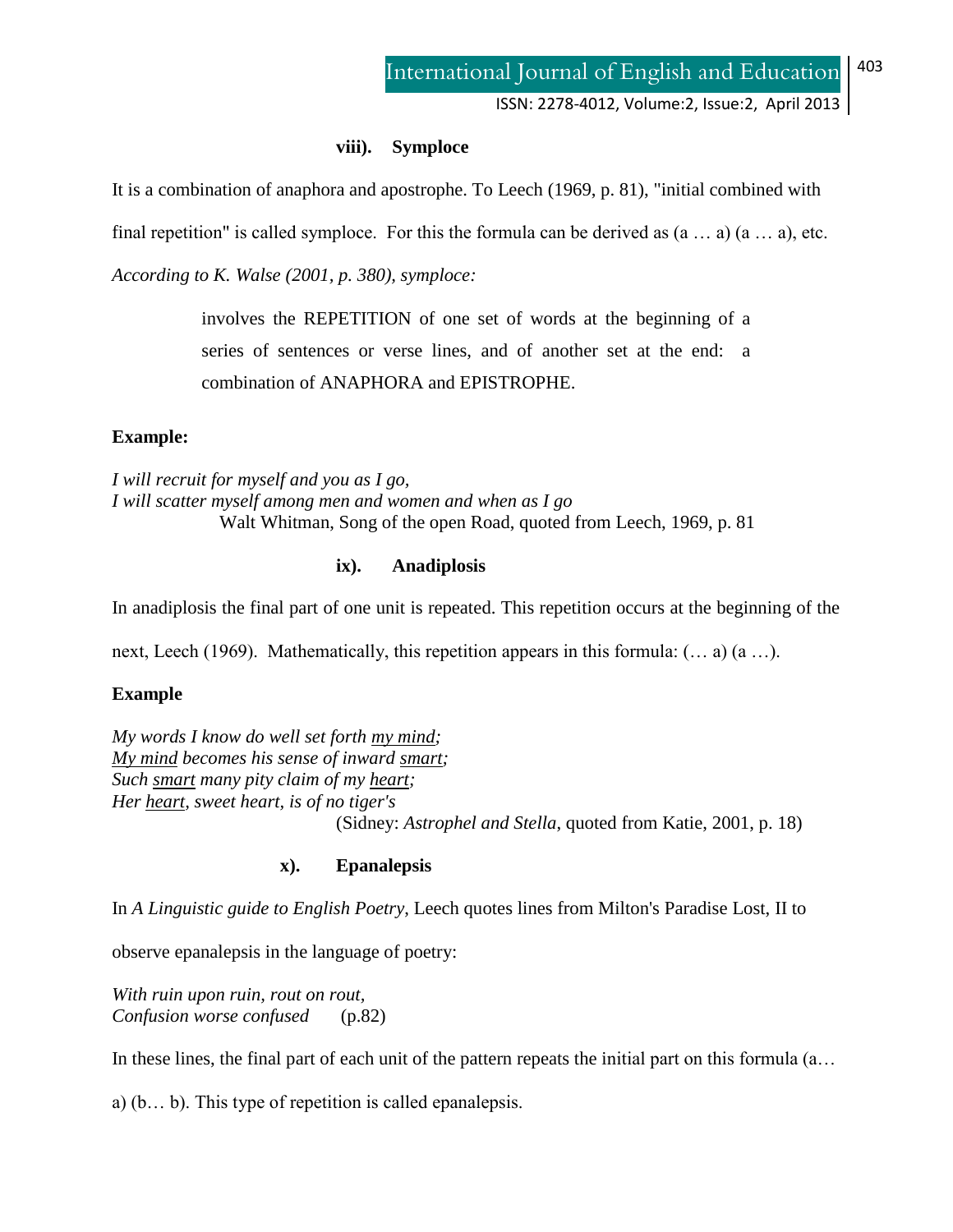### viii). Symploce

It is a combination of anaphora and apostrophe. To Leech (1969, p. 81), "initial combined with final repetition" is called symploce. For this the formula can be derived as (a … a) (a … a), etc.

*According to K. Walse (2001, p. 380), symploce:*

> involves the REPETITION of one set of words at the beginning of a series of sentences or verse lines, and of another set at the end: a combination of ANAPHORA and EPISTROPHE.

**Example:**

*I will recruit for myself and you as I go,*
*I will scatter myself among men and women and when as I go*
Walt Whitman, Song of the open Road, quoted from Leech, 1969, p. 81

### ix). Anadiplosis

In anadiplosis the final part of one unit is repeated. This repetition occurs at the beginning of the next, Leech (1969). Mathematically, this repetition appears in this formula: (… a) (a …).

**Example**

*My words I know do well set forth <u>my mind</u>;*
*<u>My mind</u> becomes his sense of inward <u>smart</u>;*
*Such <u>smart</u> many pity claim of my <u>heart</u>;*
*Her <u>heart</u>, sweet heart, is of no tiger's*
(Sidney: *Astrophel and Stella*, quoted from Katie, 2001, p. 18)

### x). Epanalepsis

In *A Linguistic guide to English Poetry*, Leech quotes lines from Milton's Paradise Lost, II to observe epanalepsis in the language of poetry:

*With ruin upon ruin, rout on rout,*
*Confusion worse confused* (p.82)

In these lines, the final part of each unit of the pattern repeats the initial part on this formula (a… a) (b… b). This type of repetition is called epanalepsis.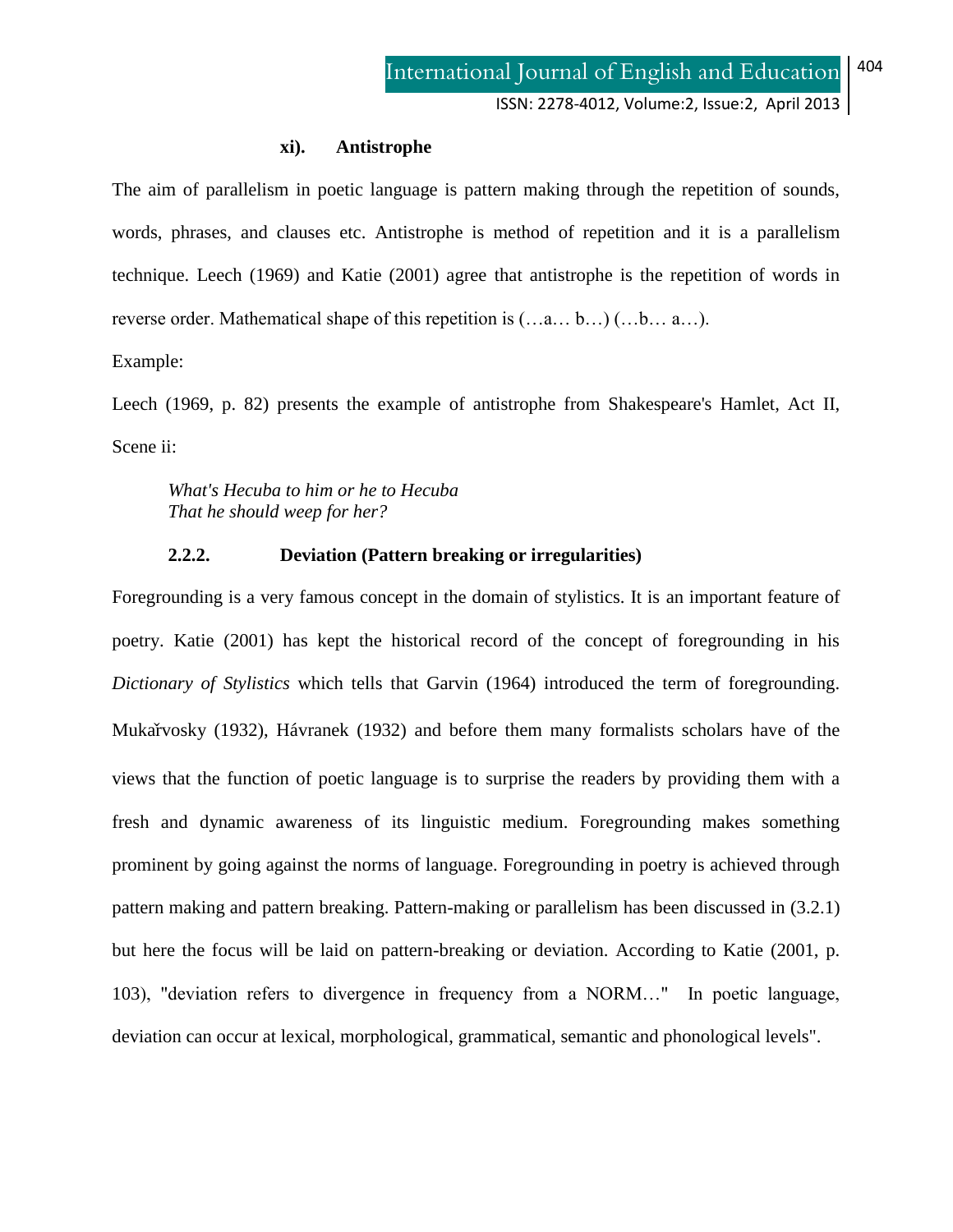#### xi). Antistrophe

The aim of parallelism in poetic language is pattern making through the repetition of sounds, words, phrases, and clauses etc. Antistrophe is method of repetition and it is a parallelism technique. Leech (1969) and Katie (2001) agree that antistrophe is the repetition of words in reverse order. Mathematical shape of this repetition is (…a… b…) (…b… a…).

Example:

Leech (1969, p. 82) presents the example of antistrophe from Shakespeare's Hamlet, Act II, Scene ii:

> *What's Hecuba to him or he to Hecuba*
> *That he should weep for her?*

### 2.2.2. Deviation (Pattern breaking or irregularities)

Foregrounding is a very famous concept in the domain of stylistics. It is an important feature of poetry. Katie (2001) has kept the historical record of the concept of foregrounding in his *Dictionary of Stylistics* which tells that Garvin (1964) introduced the term of foregrounding. Mukařvosky (1932), Hávranek (1932) and before them many formalists scholars have of the views that the function of poetic language is to surprise the readers by providing them with a fresh and dynamic awareness of its linguistic medium. Foregrounding makes something prominent by going against the norms of language. Foregrounding in poetry is achieved through pattern making and pattern breaking. Pattern-making or parallelism has been discussed in (3.2.1) but here the focus will be laid on pattern-breaking or deviation. According to Katie (2001, p. 103), "deviation refers to divergence in frequency from a NORM…" In poetic language, deviation can occur at lexical, morphological, grammatical, semantic and phonological levels".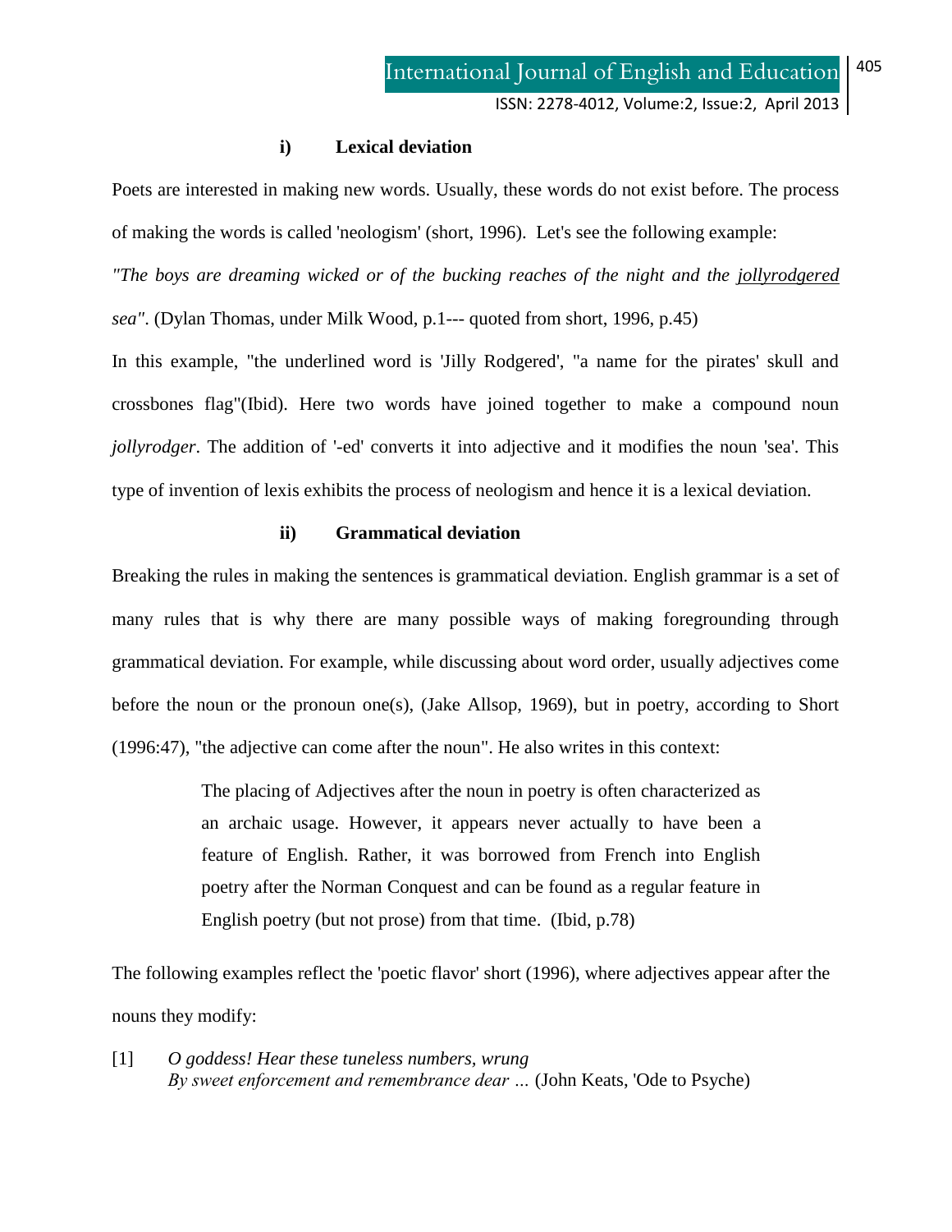#### i) Lexical deviation

Poets are interested in making new words. Usually, these words do not exist before. The process of making the words is called 'neologism' (short, 1996). Let's see the following example:

*"The boys are dreaming wicked or of the bucking reaches of the night and the <u>jollyrodgered</u> sea"*. (Dylan Thomas, under Milk Wood, p.1--- quoted from short, 1996, p.45)

In this example, "the underlined word is 'Jilly Rodgered', "a name for the pirates' skull and crossbones flag"(Ibid). Here two words have joined together to make a compound noun *jollyrodger*. The addition of '-ed' converts it into adjective and it modifies the noun 'sea'. This type of invention of lexis exhibits the process of neologism and hence it is a lexical deviation.

#### ii) Grammatical deviation

Breaking the rules in making the sentences is grammatical deviation. English grammar is a set of many rules that is why there are many possible ways of making foregrounding through grammatical deviation. For example, while discussing about word order, usually adjectives come before the noun or the pronoun one(s), (Jake Allsop, 1969), but in poetry, according to Short (1996:47), "the adjective can come after the noun". He also writes in this context:

> The placing of Adjectives after the noun in poetry is often characterized as an archaic usage. However, it appears never actually to have been a feature of English. Rather, it was borrowed from French into English poetry after the Norman Conquest and can be found as a regular feature in English poetry (but not prose) from that time. (Ibid, p.78)

The following examples reflect the 'poetic flavor' short (1996), where adjectives appear after the nouns they modify:

[1] *O goddess! Hear these tuneless numbers, wrung*
*By sweet enforcement and remembrance dear …* (John Keats, 'Ode to Psyche)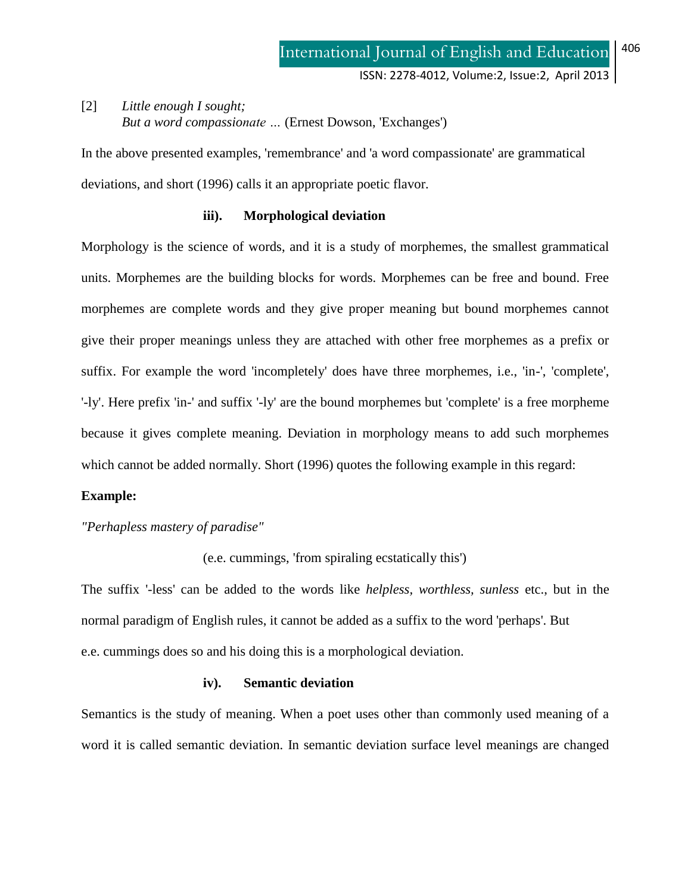[2] *Little enough I sought;*
*But a word compassionate …* (Ernest Dowson, 'Exchanges')

In the above presented examples, 'remembrance' and 'a word compassionate' are grammatical deviations, and short (1996) calls it an appropriate poetic flavor.

### iii). Morphological deviation

Morphology is the science of words, and it is a study of morphemes, the smallest grammatical units. Morphemes are the building blocks for words. Morphemes can be free and bound. Free morphemes are complete words and they give proper meaning but bound morphemes cannot give their proper meanings unless they are attached with other free morphemes as a prefix or suffix. For example the word 'incompletely' does have three morphemes, i.e., 'in-', 'complete', '-ly'. Here prefix 'in-' and suffix '-ly' are the bound morphemes but 'complete' is a free morpheme because it gives complete meaning. Deviation in morphology means to add such morphemes which cannot be added normally. Short (1996) quotes the following example in this regard:

**Example:**

*"Perhapless mastery of paradise"*

(e.e. cummings, 'from spiraling ecstatically this')

The suffix '-less' can be added to the words like *helpless, worthless, sunless* etc., but in the normal paradigm of English rules, it cannot be added as a suffix to the word 'perhaps'. But e.e. cummings does so and his doing this is a morphological deviation.

### iv). Semantic deviation

Semantics is the study of meaning. When a poet uses other than commonly used meaning of a word it is called semantic deviation. In semantic deviation surface level meanings are changed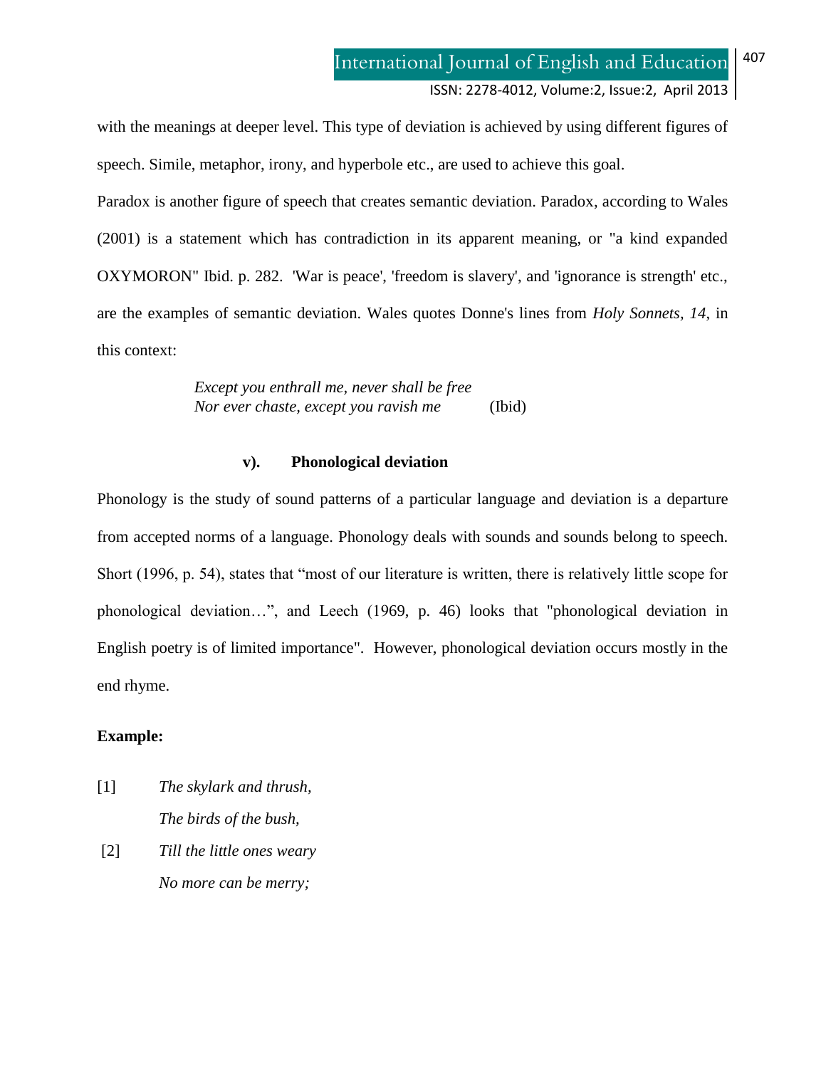with the meanings at deeper level. This type of deviation is achieved by using different figures of speech. Simile, metaphor, irony, and hyperbole etc., are used to achieve this goal.

Paradox is another figure of speech that creates semantic deviation. Paradox, according to Wales (2001) is a statement which has contradiction in its apparent meaning, or "a kind expanded OXYMORON" Ibid. p. 282. 'War is peace', 'freedom is slavery', and 'ignorance is strength' etc., are the examples of semantic deviation. Wales quotes Donne's lines from *Holy Sonnets, 14*, in this context:

> *Except you enthrall me, never shall be free*
> *Nor ever chaste, except you ravish me* (Ibid)

### v). Phonological deviation

Phonology is the study of sound patterns of a particular language and deviation is a departure from accepted norms of a language. Phonology deals with sounds and sounds belong to speech. Short (1996, p. 54), states that "most of our literature is written, there is relatively little scope for phonological deviation…", and Leech (1969, p. 46) looks that "phonological deviation in English poetry is of limited importance". However, phonological deviation occurs mostly in the end rhyme.

**Example:**

[1] *The skylark and thrush,*
*The birds of the bush,*

[2] *Till the little ones weary*
*No more can be merry;*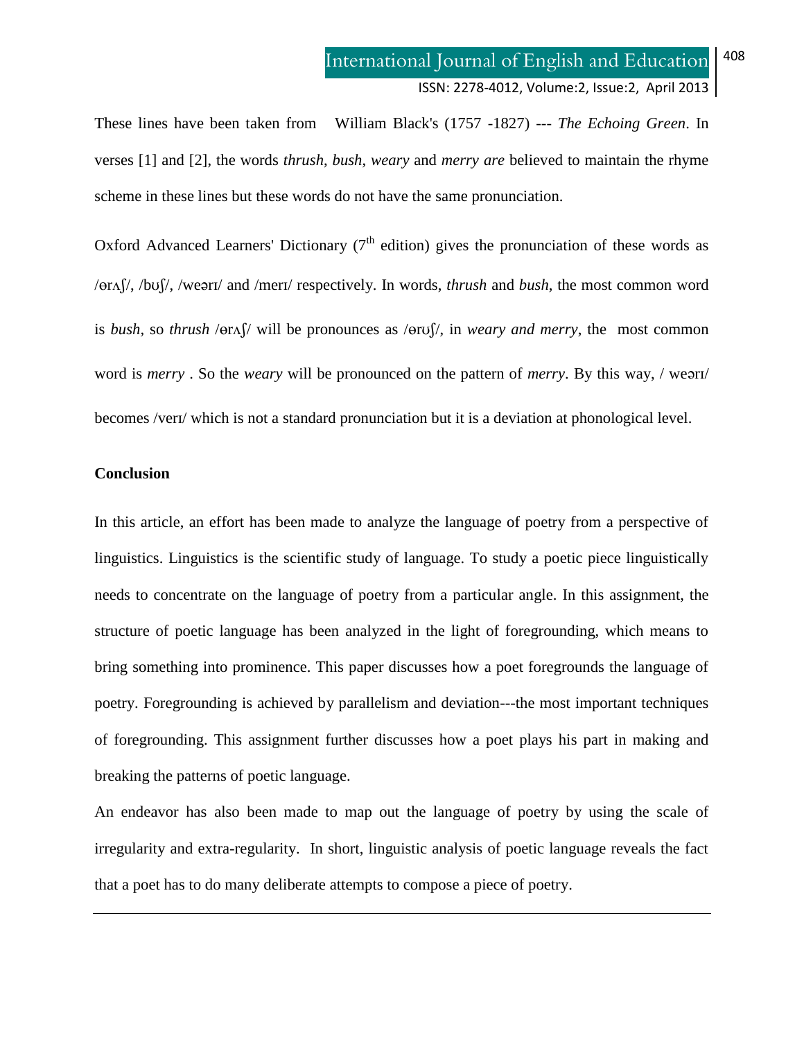These lines have been taken from William Black's (1757 -1827) --- *The Echoing Green*. In verses [1] and [2], the words *thrush*, *bush*, *weary* and *merry are* believed to maintain the rhyme scheme in these lines but these words do not have the same pronunciation.

Oxford Advanced Learners' Dictionary (7th edition) gives the pronunciation of these words as /θrʌʃ/, /bʊʃ/, /weərɪ/ and /merɪ/ respectively. In words, *thrush* and *bush*, the most common word is *bush*, so *thrush* /θrʌʃ/ will be pronounces as /θrʊʃ/, in *weary and merry*, the most common word is *merry* . So the *weary* will be pronounced on the pattern of *merry*. By this way, / weərɪ/ becomes /verɪ/ which is not a standard pronunciation but it is a deviation at phonological level.

**Conclusion**

In this article, an effort has been made to analyze the language of poetry from a perspective of linguistics. Linguistics is the scientific study of language. To study a poetic piece linguistically needs to concentrate on the language of poetry from a particular angle. In this assignment, the structure of poetic language has been analyzed in the light of foregrounding, which means to bring something into prominence. This paper discusses how a poet foregrounds the language of poetry. Foregrounding is achieved by parallelism and deviation---the most important techniques of foregrounding. This assignment further discusses how a poet plays his part in making and breaking the patterns of poetic language.

An endeavor has also been made to map out the language of poetry by using the scale of irregularity and extra-regularity. In short, linguistic analysis of poetic language reveals the fact that a poet has to do many deliberate attempts to compose a piece of poetry.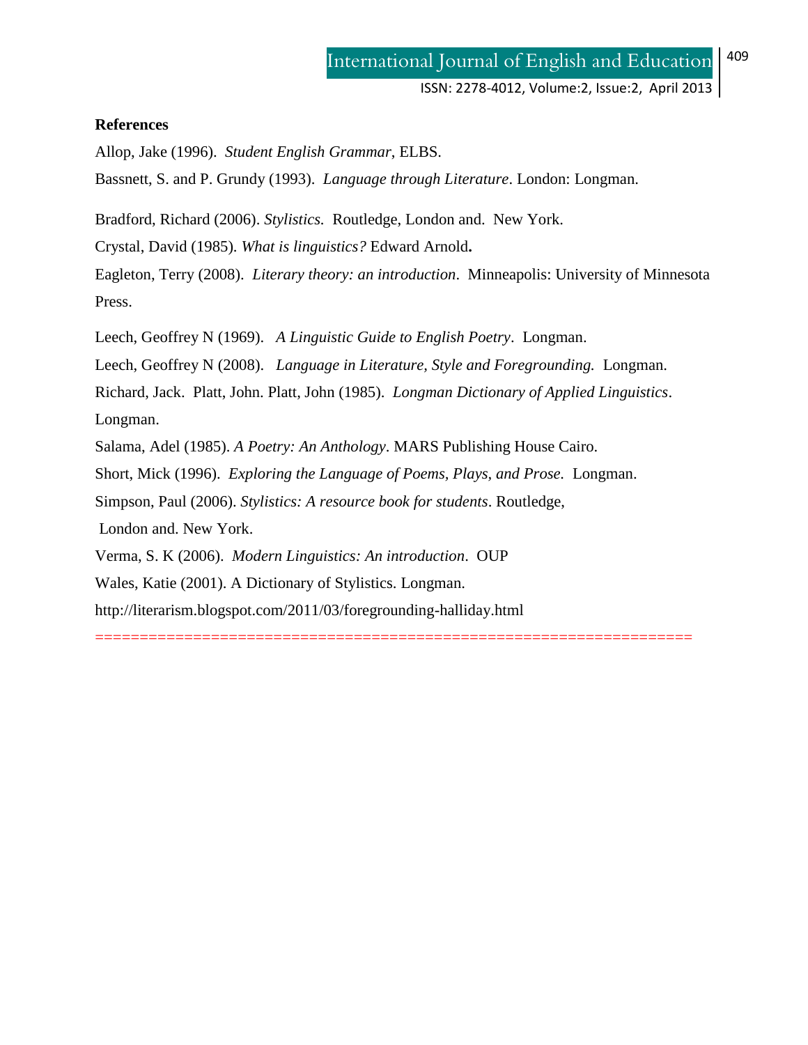**References**

Allop, Jake (1996). *Student English Grammar*, ELBS.

Bassnett, S. and P. Grundy (1993). *Language through Literature*. London: Longman.

Bradford, Richard (2006). *Stylistics.* Routledge, London and. New York.

Crystal, David (1985). *What is linguistics?* Edward Arnold**.**

Eagleton, Terry (2008). *Literary theory: an introduction*. Minneapolis: University of Minnesota Press.

Leech, Geoffrey N (1969). *A Linguistic Guide to English Poetry*. Longman.

Leech, Geoffrey N (2008). *Language in Literature, Style and Foregrounding.* Longman.

Richard, Jack. Platt, John. Platt, John (1985). *Longman Dictionary of Applied Linguistics*. Longman.

Salama, Adel (1985). *A Poetry: An Anthology*. MARS Publishing House Cairo.

Short, Mick (1996). *Exploring the Language of Poems, Plays, and Prose.* Longman.

Simpson, Paul (2006). *Stylistics: A resource book for students*. Routledge, London and. New York.

Verma, S. K (2006). *Modern Linguistics: An introduction*. OUP

Wales, Katie (2001). A Dictionary of Stylistics. Longman.

http://literarism.blogspot.com/2011/03/foregrounding-halliday.html

=================================================================